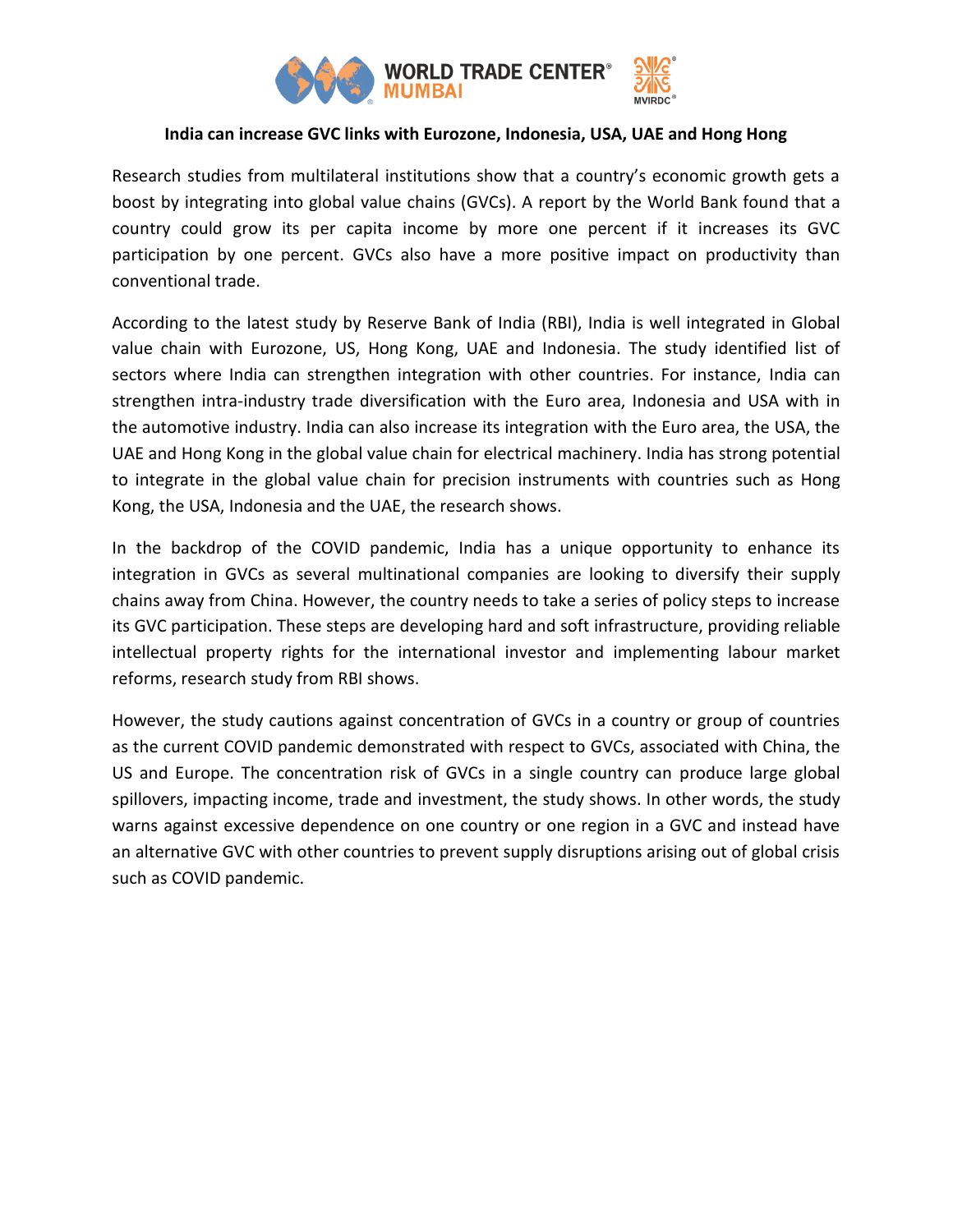**India can increase GVC links with Eurozone, Indonesia, USA, UAE and Hong Hong**

Research studies from multilateral institutions show that a country's economic growth gets a boost by integrating into global value chains (GVCs). A report by the World Bank found that a country could grow its per capita income by more one percent if it increases its GVC participation by one percent. GVCs also have a more positive impact on productivity than conventional trade.

According to the latest study by Reserve Bank of India (RBI), India is well integrated in Global value chain with Eurozone, US, Hong Kong, UAE and Indonesia. The study identified list of sectors where India can strengthen integration with other countries. For instance, India can strengthen intra-industry trade diversification with the Euro area, Indonesia and USA with in the automotive industry. India can also increase its integration with the Euro area, the USA, the UAE and Hong Kong in the global value chain for electrical machinery. India has strong potential to integrate in the global value chain for precision instruments with countries such as Hong Kong, the USA, Indonesia and the UAE, the research shows.

In the backdrop of the COVID pandemic, India has a unique opportunity to enhance its integration in GVCs as several multinational companies are looking to diversify their supply chains away from China. However, the country needs to take a series of policy steps to increase its GVC participation. These steps are developing hard and soft infrastructure, providing reliable intellectual property rights for the international investor and implementing labour market reforms, research study from RBI shows.

However, the study cautions against concentration of GVCs in a country or group of countries as the current COVID pandemic demonstrated with respect to GVCs, associated with China, the US and Europe. The concentration risk of GVCs in a single country can produce large global spillovers, impacting income, trade and investment, the study shows. In other words, the study warns against excessive dependence on one country or one region in a GVC and instead have an alternative GVC with other countries to prevent supply disruptions arising out of global crisis such as COVID pandemic.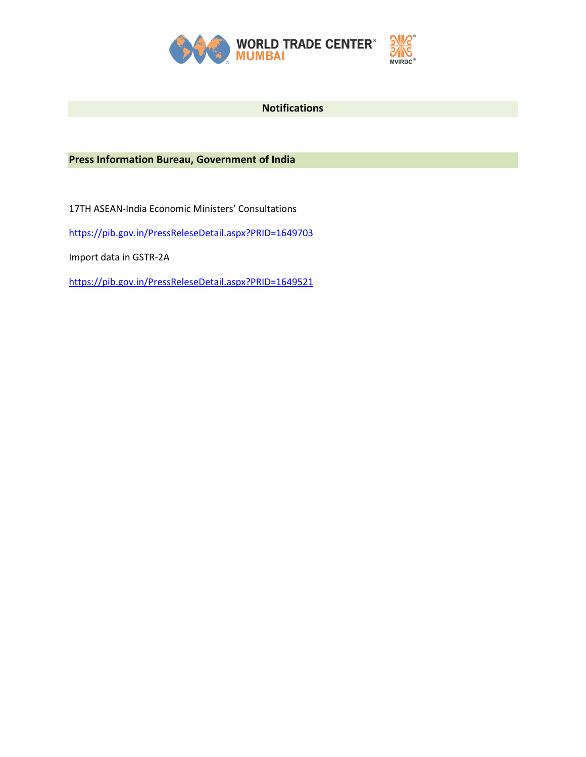## Notifications

### Press Information Bureau, Government of India

17TH ASEAN-India Economic Ministers' Consultations

https://pib.gov.in/PressReleseDetail.aspx?PRID=1649703

Import data in GSTR-2A

https://pib.gov.in/PressReleseDetail.aspx?PRID=1649521